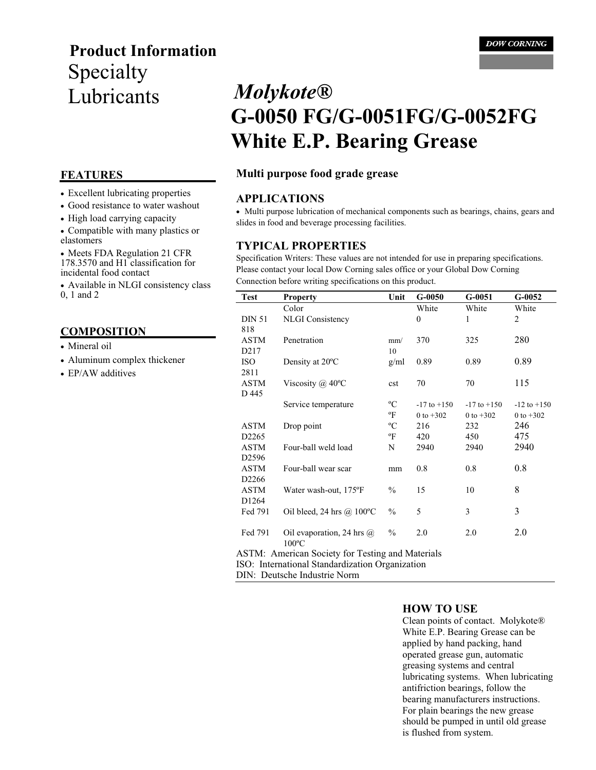DOW CORNING

# Product Information

## Specialty Lubricants

# *Molykote®* G-0050 FG/G-0051FG/G-0052FG White E.P. Bearing Grease

**Multi purpose food grade grease**

## FEATURES

- Excellent lubricating properties
- Good resistance to water washout
- High load carrying capacity
- Compatible with many plastics or elastomers
- Meets FDA Regulation 21 CFR 178.3570 and H1 classification for incidental food contact
- Available in NLGI consistency class 0, 1 and 2

## COMPOSITION

- Mineral oil
- Aluminum complex thickener
- EP/AW additives

## APPLICATIONS

- Multi purpose lubrication of mechanical components such as bearings, chains, gears and slides in food and beverage processing facilities.

## TYPICAL PROPERTIES

Specification Writers: These values are not intended for use in preparing specifications. Please contact your local Dow Corning sales office or your Global Dow Corning Connection before writing specifications on this product.

| Test | Property | Unit | G-0050 | G-0051 | G-0052 |
|---|---|---|---|---|---|
| | Color | | White | White | White |
| DIN 51 818 | NLGI Consistency | | 0 | 1 | 2 |
| ASTM D217 | Penetration | mm/10 | 370 | 325 | 280 |
| ISO 2811 | Density at 20ºC | g/ml | 0.89 | 0.89 | 0.89 |
| ASTM D 445 | Viscosity @ 40ºC | cst | 70 | 70 | 115 |
| | Service temperature | ºC | -17 to +150 | -17 to +150 | -12 to +150 |
| | | ºF | 0 to +302 | 0 to +302 | 0 to +302 |
| ASTM D2265 | Drop point | ºC | 216 | 232 | 246 |
| | | ºF | 420 | 450 | 475 |
| ASTM D2596 | Four-ball weld load | N | 2940 | 2940 | 2940 |
| ASTM D2266 | Four-ball wear scar | mm | 0.8 | 0.8 | 0.8 |
| ASTM D1264 | Water wash-out, 175ºF | % | 15 | 10 | 8 |
| Fed 791 | Oil bleed, 24 hrs @ 100ºC | % | 5 | 3 | 3 |
| Fed 791 | Oil evaporation, 24 hrs @ 100ºC | % | 2.0 | 2.0 | 2.0 |

ASTM: American Society for Testing and Materials
ISO: International Standardization Organization
DIN: Deutsche Industrie Norm

## HOW TO USE

Clean points of contact. Molykote® White E.P. Bearing Grease can be applied by hand packing, hand operated grease gun, automatic greasing systems and central lubricating systems. When lubricating antifriction bearings, follow the bearing manufacturers instructions. For plain bearings the new grease should be pumped in until old grease is flushed from system.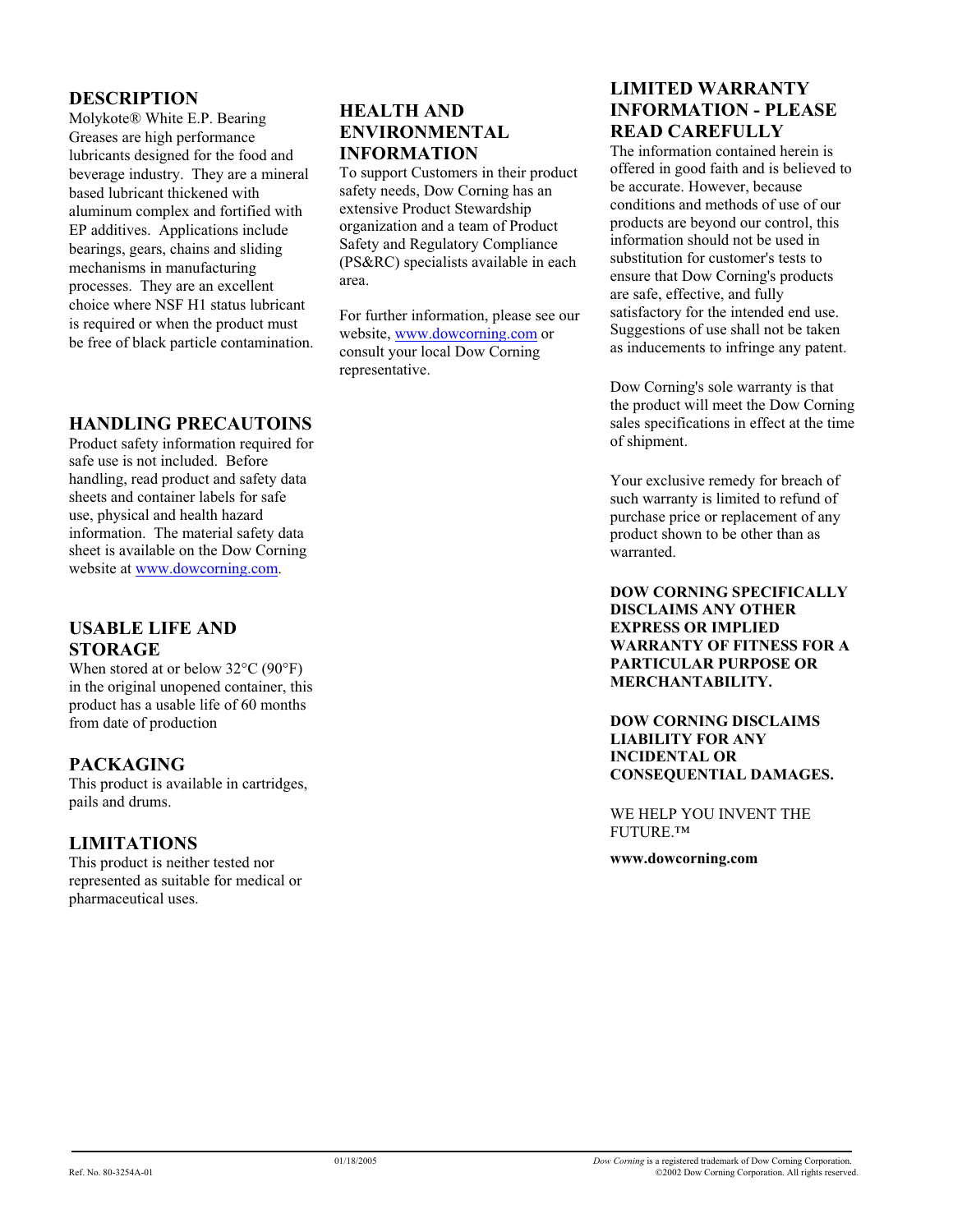## DESCRIPTION

Molykote® White E.P. Bearing Greases are high performance lubricants designed for the food and beverage industry. They are a mineral based lubricant thickened with aluminum complex and fortified with EP additives. Applications include bearings, gears, chains and sliding mechanisms in manufacturing processes. They are an excellent choice where NSF H1 status lubricant is required or when the product must be free of black particle contamination.

## HANDLING PRECAUTOINS

Product safety information required for safe use is not included. Before handling, read product and safety data sheets and container labels for safe use, physical and health hazard information. The material safety data sheet is available on the Dow Corning website at www.dowcorning.com.

## USABLE LIFE AND STORAGE

When stored at or below 32°C (90°F) in the original unopened container, this product has a usable life of 60 months from date of production

## PACKAGING

This product is available in cartridges, pails and drums.

## LIMITATIONS

This product is neither tested nor represented as suitable for medical or pharmaceutical uses.

## HEALTH AND ENVIRONMENTAL INFORMATION

To support Customers in their product safety needs, Dow Corning has an extensive Product Stewardship organization and a team of Product Safety and Regulatory Compliance (PS&RC) specialists available in each area.

For further information, please see our website, www.dowcorning.com or consult your local Dow Corning representative.

## LIMITED WARRANTY INFORMATION - PLEASE READ CAREFULLY

The information contained herein is offered in good faith and is believed to be accurate. However, because conditions and methods of use of our products are beyond our control, this information should not be used in substitution for customer's tests to ensure that Dow Corning's products are safe, effective, and fully satisfactory for the intended end use. Suggestions of use shall not be taken as inducements to infringe any patent.

Dow Corning's sole warranty is that the product will meet the Dow Corning sales specifications in effect at the time of shipment.

Your exclusive remedy for breach of such warranty is limited to refund of purchase price or replacement of any product shown to be other than as warranted.

**DOW CORNING SPECIFICALLY DISCLAIMS ANY OTHER EXPRESS OR IMPLIED WARRANTY OF FITNESS FOR A PARTICULAR PURPOSE OR MERCHANTABILITY.**

**DOW CORNING DISCLAIMS LIABILITY FOR ANY INCIDENTAL OR CONSEQUENTIAL DAMAGES.**

WE HELP YOU INVENT THE FUTURE.™

**www.dowcorning.com**

Ref. No. 80-3254A-01 01/18/2005

*Dow Corning* is a registered trademark of Dow Corning Corporation.
©2002 Dow Corning Corporation. All rights reserved.